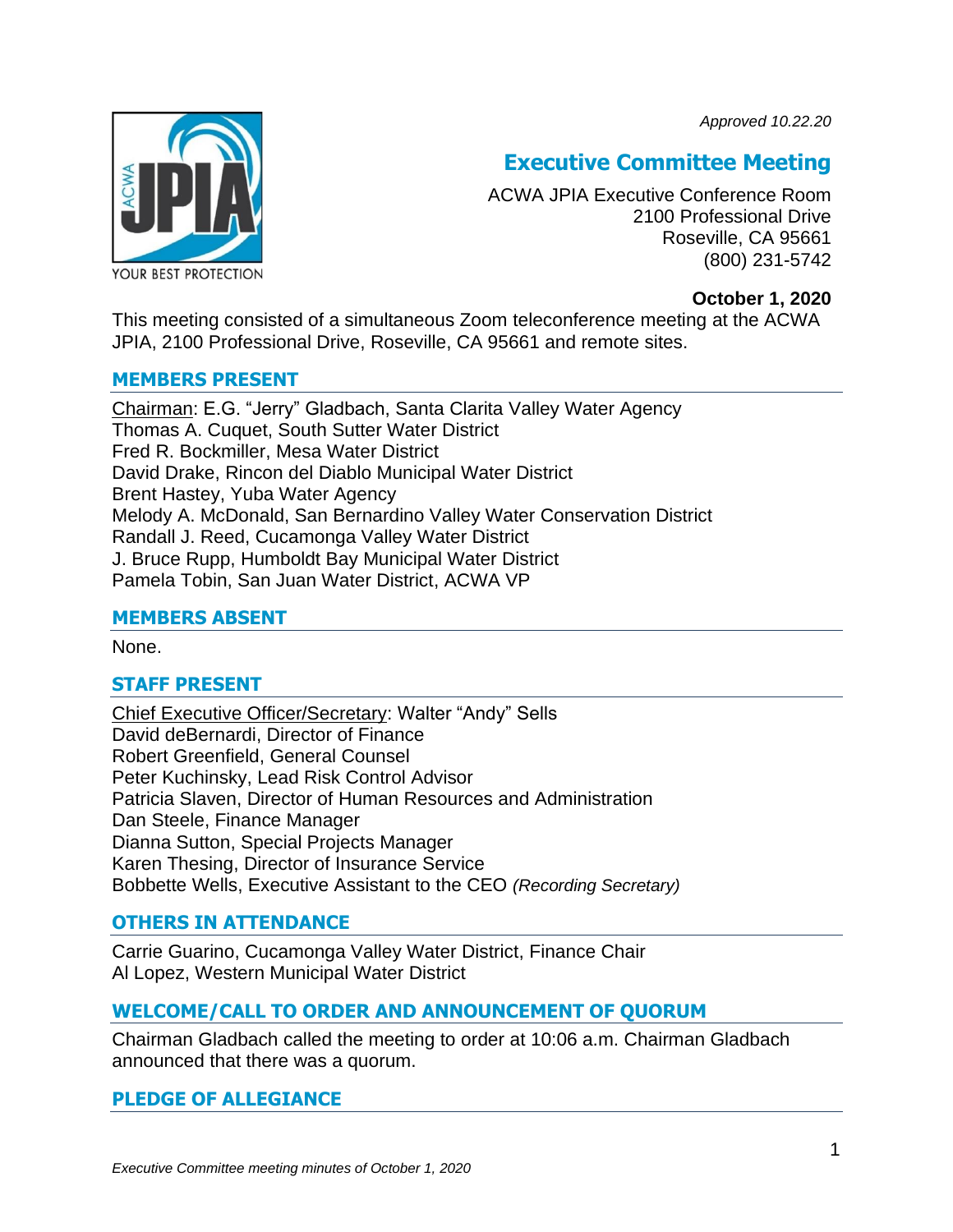*Approved 10.22.20*

# Executive Committee Meeting

ACWA JPIA Executive Conference Room
2100 Professional Drive
Roseville, CA 95661
(800) 231-5742

**October 1, 2020**

This meeting consisted of a simultaneous Zoom teleconference meeting at the ACWA JPIA, 2100 Professional Drive, Roseville, CA 95661 and remote sites.

## MEMBERS PRESENT

Chairman: E.G. "Jerry" Gladbach, Santa Clarita Valley Water Agency
Thomas A. Cuquet, South Sutter Water District
Fred R. Bockmiller, Mesa Water District
David Drake, Rincon del Diablo Municipal Water District
Brent Hastey, Yuba Water Agency
Melody A. McDonald, San Bernardino Valley Water Conservation District
Randall J. Reed, Cucamonga Valley Water District
J. Bruce Rupp, Humboldt Bay Municipal Water District
Pamela Tobin, San Juan Water District, ACWA VP

## MEMBERS ABSENT

None.

## STAFF PRESENT

Chief Executive Officer/Secretary: Walter "Andy" Sells
David deBernardi, Director of Finance
Robert Greenfield, General Counsel
Peter Kuchinsky, Lead Risk Control Advisor
Patricia Slaven, Director of Human Resources and Administration
Dan Steele, Finance Manager
Dianna Sutton, Special Projects Manager
Karen Thesing, Director of Insurance Service
Bobbette Wells, Executive Assistant to the CEO *(Recording Secretary)*

## OTHERS IN ATTENDANCE

Carrie Guarino, Cucamonga Valley Water District, Finance Chair
Al Lopez, Western Municipal Water District

## WELCOME/CALL TO ORDER AND ANNOUNCEMENT OF QUORUM

Chairman Gladbach called the meeting to order at 10:06 a.m. Chairman Gladbach announced that there was a quorum.

## PLEDGE OF ALLEGIANCE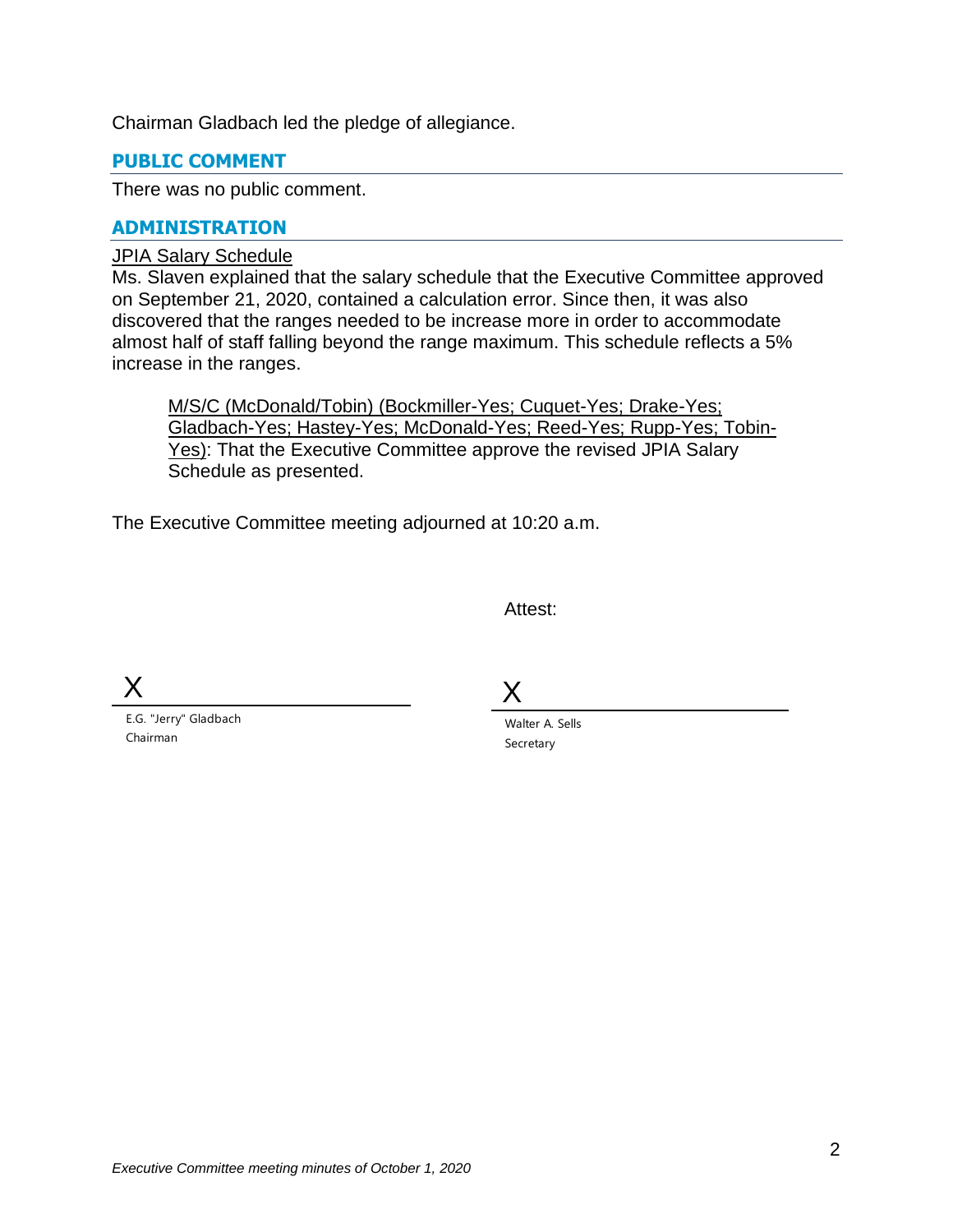Chairman Gladbach led the pledge of allegiance.

## PUBLIC COMMENT

There was no public comment.

## ADMINISTRATION

JPIA Salary Schedule

Ms. Slaven explained that the salary schedule that the Executive Committee approved on September 21, 2020, contained a calculation error. Since then, it was also discovered that the ranges needed to be increase more in order to accommodate almost half of staff falling beyond the range maximum. This schedule reflects a 5% increase in the ranges.

> M/S/C (McDonald/Tobin) (Bockmiller-Yes; Cuquet-Yes; Drake-Yes; Gladbach-Yes; Hastey-Yes; McDonald-Yes; Reed-Yes; Rupp-Yes; Tobin-Yes): That the Executive Committee approve the revised JPIA Salary Schedule as presented.

The Executive Committee meeting adjourned at 10:20 a.m.

Attest:

X
E.G. "Jerry" Gladbach
Chairman

X
Walter A. Sells
Secretary

*Executive Committee meeting minutes of October 1, 2020*